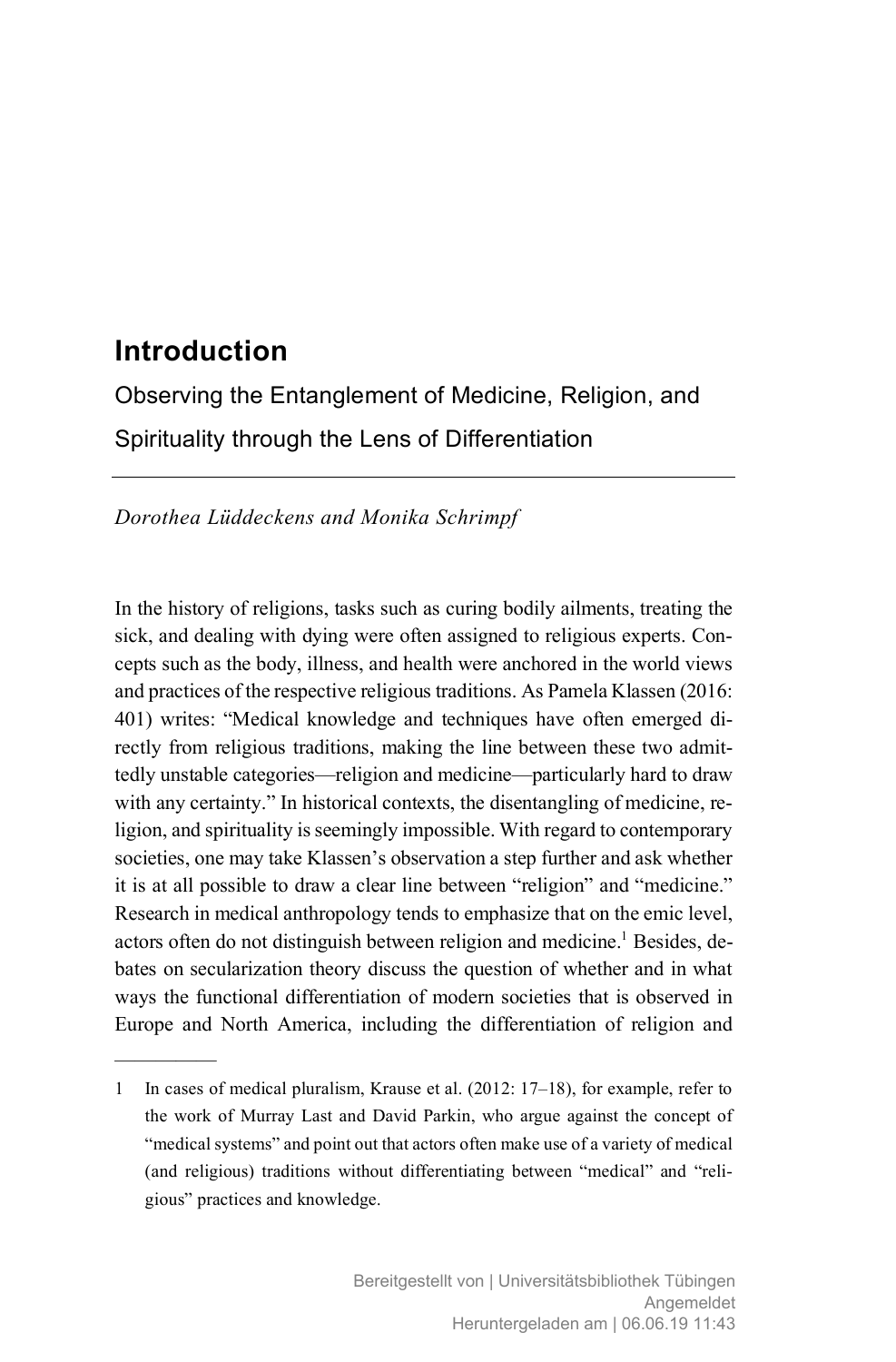# Introduction

## Observing the Entanglement of Medicine, Religion, and Spirituality through the Lens of Differentiation

*Dorothea Lüddeckens and Monika Schrimpf*

In the history of religions, tasks such as curing bodily ailments, treating the sick, and dealing with dying were often assigned to religious experts. Concepts such as the body, illness, and health were anchored in the world views and practices of the respective religious traditions. As Pamela Klassen (2016: 401) writes: "Medical knowledge and techniques have often emerged directly from religious traditions, making the line between these two admittedly unstable categories—religion and medicine—particularly hard to draw with any certainty." In historical contexts, the disentangling of medicine, religion, and spirituality is seemingly impossible. With regard to contemporary societies, one may take Klassen's observation a step further and ask whether it is at all possible to draw a clear line between "religion" and "medicine." Research in medical anthropology tends to emphasize that on the emic level, actors often do not distinguish between religion and medicine.[1] Besides, debates on secularization theory discuss the question of whether and in what ways the functional differentiation of modern societies that is observed in Europe and North America, including the differentiation of religion and

---

1 In cases of medical pluralism, Krause et al. (2012: 17–18), for example, refer to the work of Murray Last and David Parkin, who argue against the concept of "medical systems" and point out that actors often make use of a variety of medical (and religious) traditions without differentiating between "medical" and "religious" practices and knowledge.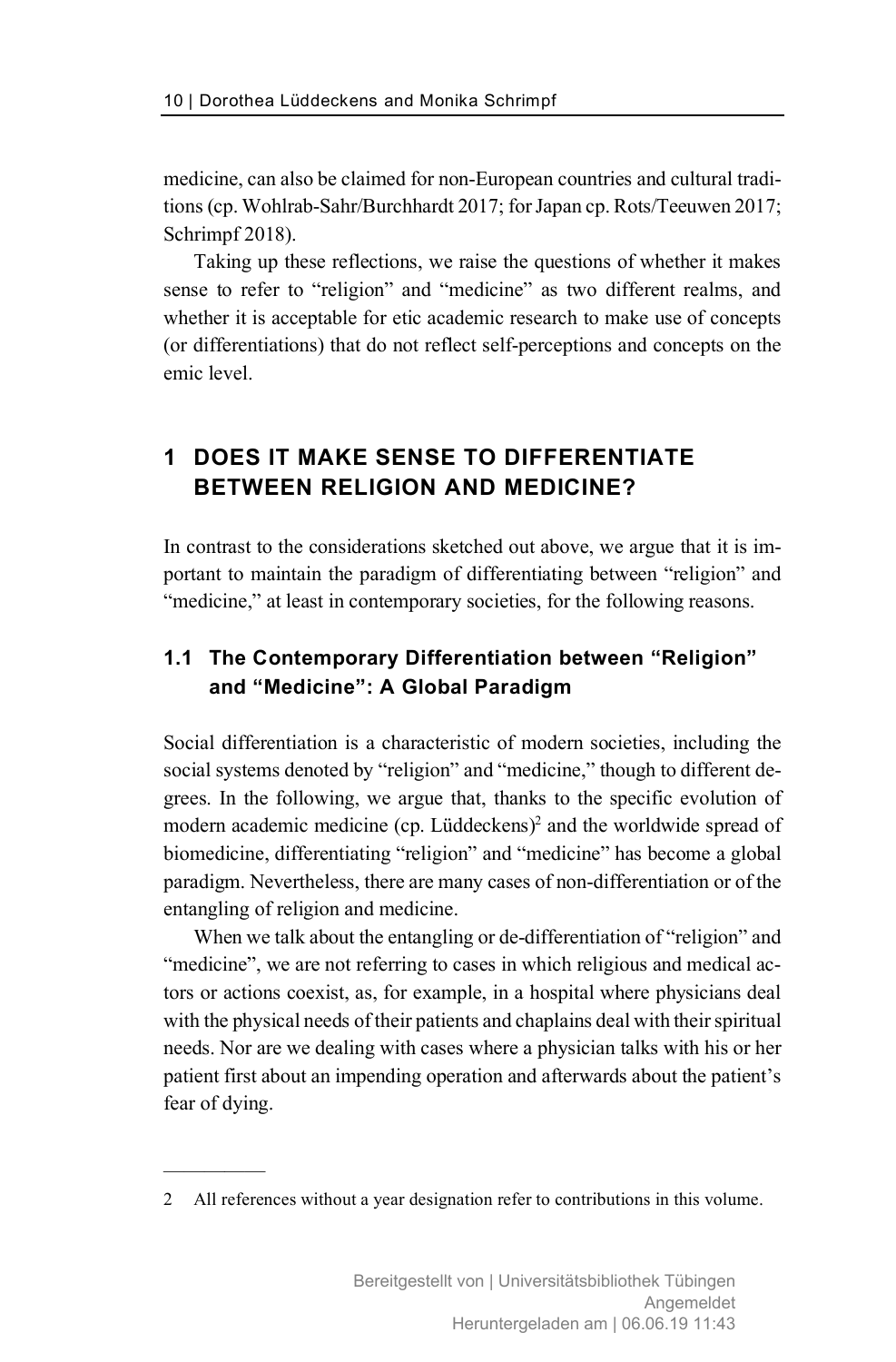medicine, can also be claimed for non-European countries and cultural traditions (cp. Wohlrab-Sahr/Burchhardt 2017; for Japan cp. Rots/Teeuwen 2017; Schrimpf 2018).

Taking up these reflections, we raise the questions of whether it makes sense to refer to "religion" and "medicine" as two different realms, and whether it is acceptable for etic academic research to make use of concepts (or differentiations) that do not reflect self-perceptions and concepts on the emic level.

## 1 DOES IT MAKE SENSE TO DIFFERENTIATE BETWEEN RELIGION AND MEDICINE?

In contrast to the considerations sketched out above, we argue that it is important to maintain the paradigm of differentiating between "religion" and "medicine," at least in contemporary societies, for the following reasons.

### 1.1 The Contemporary Differentiation between "Religion" and "Medicine": A Global Paradigm

Social differentiation is a characteristic of modern societies, including the social systems denoted by "religion" and "medicine," though to different degrees. In the following, we argue that, thanks to the specific evolution of modern academic medicine (cp. Lüddeckens)[2] and the worldwide spread of biomedicine, differentiating "religion" and "medicine" has become a global paradigm. Nevertheless, there are many cases of non-differentiation or of the entangling of religion and medicine.

When we talk about the entangling or de-differentiation of "religion" and "medicine", we are not referring to cases in which religious and medical actors or actions coexist, as, for example, in a hospital where physicians deal with the physical needs of their patients and chaplains deal with their spiritual needs. Nor are we dealing with cases where a physician talks with his or her patient first about an impending operation and afterwards about the patient's fear of dying.

---

2 All references without a year designation refer to contributions in this volume.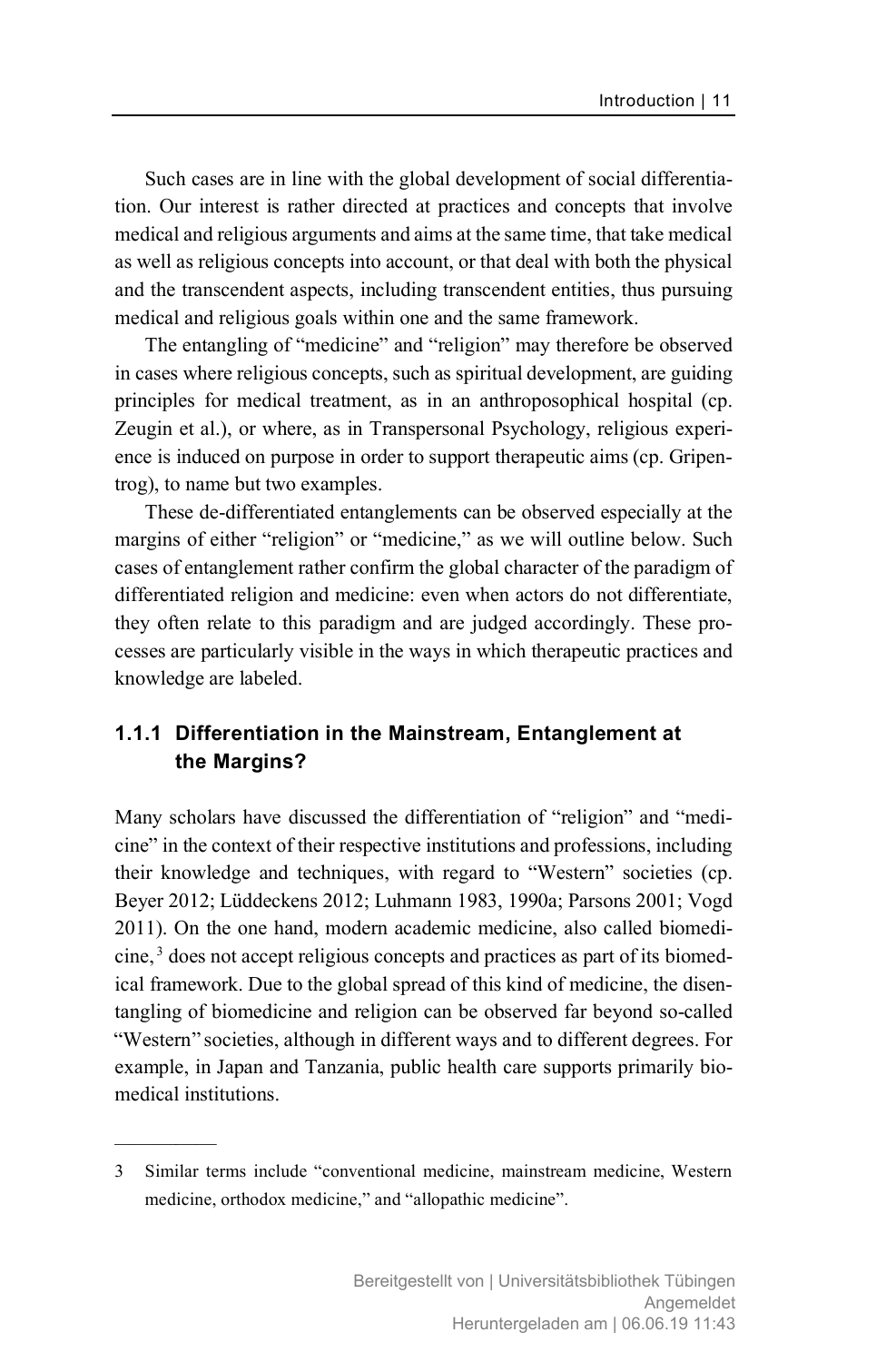Such cases are in line with the global development of social differentiation. Our interest is rather directed at practices and concepts that involve medical and religious arguments and aims at the same time, that take medical as well as religious concepts into account, or that deal with both the physical and the transcendent aspects, including transcendent entities, thus pursuing medical and religious goals within one and the same framework.

The entangling of "medicine" and "religion" may therefore be observed in cases where religious concepts, such as spiritual development, are guiding principles for medical treatment, as in an anthroposophical hospital (cp. Zeugin et al.), or where, as in Transpersonal Psychology, religious experience is induced on purpose in order to support therapeutic aims (cp. Gripentrog), to name but two examples.

These de-differentiated entanglements can be observed especially at the margins of either "religion" or "medicine," as we will outline below. Such cases of entanglement rather confirm the global character of the paradigm of differentiated religion and medicine: even when actors do not differentiate, they often relate to this paradigm and are judged accordingly. These processes are particularly visible in the ways in which therapeutic practices and knowledge are labeled.

### 1.1.1 Differentiation in the Mainstream, Entanglement at the Margins?

Many scholars have discussed the differentiation of "religion" and "medicine" in the context of their respective institutions and professions, including their knowledge and techniques, with regard to "Western" societies (cp. Beyer 2012; Lüddeckens 2012; Luhmann 1983, 1990a; Parsons 2001; Vogd 2011). On the one hand, modern academic medicine, also called biomedicine,[3] does not accept religious concepts and practices as part of its biomedical framework. Due to the global spread of this kind of medicine, the disentangling of biomedicine and religion can be observed far beyond so-called "Western" societies, although in different ways and to different degrees. For example, in Japan and Tanzania, public health care supports primarily biomedical institutions.

---

3 Similar terms include "conventional medicine, mainstream medicine, Western medicine, orthodox medicine," and "allopathic medicine".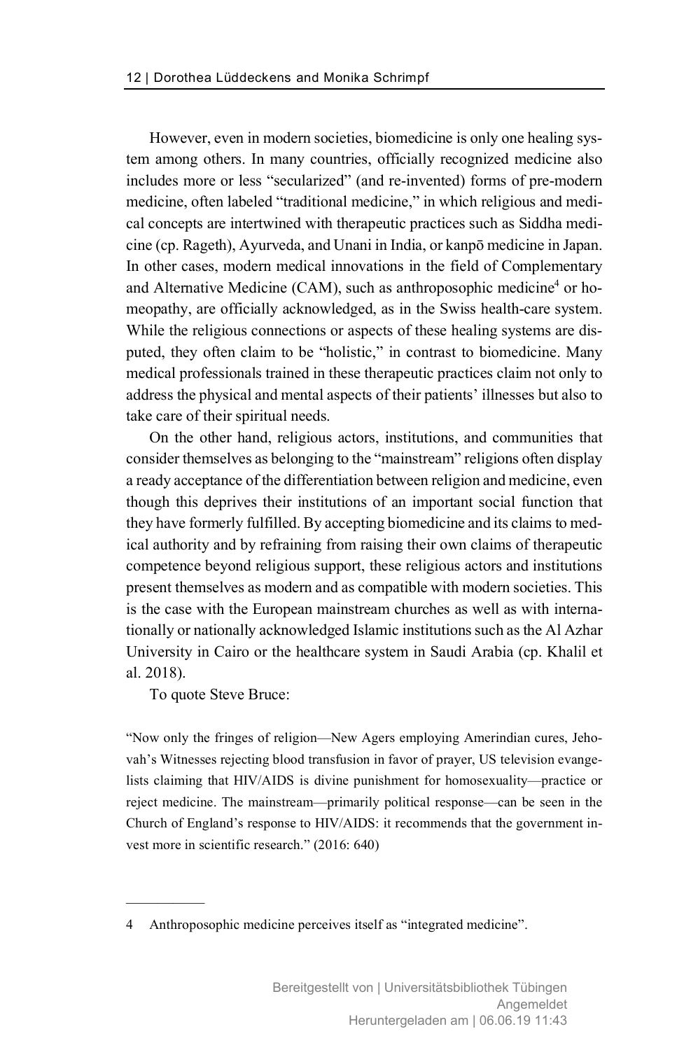However, even in modern societies, biomedicine is only one healing system among others. In many countries, officially recognized medicine also includes more or less "secularized" (and re-invented) forms of pre-modern medicine, often labeled "traditional medicine," in which religious and medical concepts are intertwined with therapeutic practices such as Siddha medicine (cp. Rageth), Ayurveda, and Unani in India, or kanpō medicine in Japan. In other cases, modern medical innovations in the field of Complementary and Alternative Medicine (CAM), such as anthroposophic medicine[4] or homeopathy, are officially acknowledged, as in the Swiss health-care system. While the religious connections or aspects of these healing systems are disputed, they often claim to be "holistic," in contrast to biomedicine. Many medical professionals trained in these therapeutic practices claim not only to address the physical and mental aspects of their patients' illnesses but also to take care of their spiritual needs.

On the other hand, religious actors, institutions, and communities that consider themselves as belonging to the "mainstream" religions often display a ready acceptance of the differentiation between religion and medicine, even though this deprives their institutions of an important social function that they have formerly fulfilled. By accepting biomedicine and its claims to medical authority and by refraining from raising their own claims of therapeutic competence beyond religious support, these religious actors and institutions present themselves as modern and as compatible with modern societies. This is the case with the European mainstream churches as well as with internationally or nationally acknowledged Islamic institutions such as the Al Azhar University in Cairo or the healthcare system in Saudi Arabia (cp. Khalil et al. 2018).

To quote Steve Bruce:

> "Now only the fringes of religion—New Agers employing Amerindian cures, Jehovah's Witnesses rejecting blood transfusion in favor of prayer, US television evangelists claiming that HIV/AIDS is divine punishment for homosexuality—practice or reject medicine. The mainstream—primarily political response—can be seen in the Church of England's response to HIV/AIDS: it recommends that the government invest more in scientific research." (2016: 640)

---

4 Anthroposophic medicine perceives itself as "integrated medicine".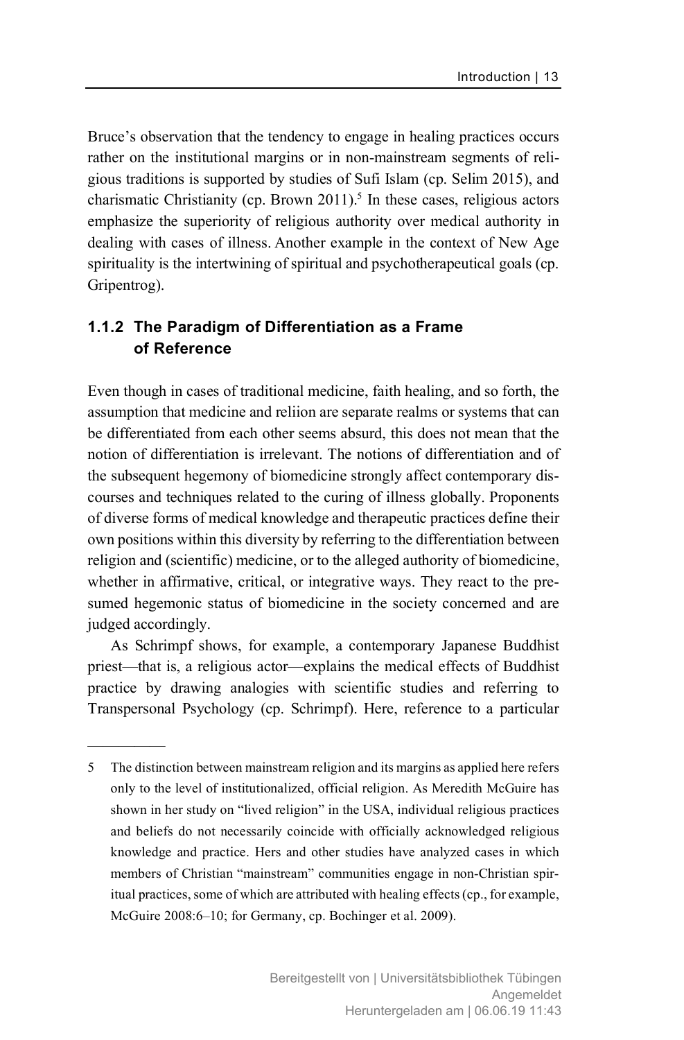Bruce's observation that the tendency to engage in healing practices occurs rather on the institutional margins or in non-mainstream segments of religious traditions is supported by studies of Sufi Islam (cp. Selim 2015), and charismatic Christianity (cp. Brown 2011).[5] In these cases, religious actors emphasize the superiority of religious authority over medical authority in dealing with cases of illness. Another example in the context of New Age spirituality is the intertwining of spiritual and psychotherapeutical goals (cp. Gripentrog).

### 1.1.2 The Paradigm of Differentiation as a Frame of Reference

Even though in cases of traditional medicine, faith healing, and so forth, the assumption that medicine and reliion are separate realms or systems that can be differentiated from each other seems absurd, this does not mean that the notion of differentiation is irrelevant. The notions of differentiation and of the subsequent hegemony of biomedicine strongly affect contemporary discourses and techniques related to the curing of illness globally. Proponents of diverse forms of medical knowledge and therapeutic practices define their own positions within this diversity by referring to the differentiation between religion and (scientific) medicine, or to the alleged authority of biomedicine, whether in affirmative, critical, or integrative ways. They react to the presumed hegemonic status of biomedicine in the society concerned and are judged accordingly.

As Schrimpf shows, for example, a contemporary Japanese Buddhist priest—that is, a religious actor—explains the medical effects of Buddhist practice by drawing analogies with scientific studies and referring to Transpersonal Psychology (cp. Schrimpf). Here, reference to a particular

---

5 The distinction between mainstream religion and its margins as applied here refers only to the level of institutionalized, official religion. As Meredith McGuire has shown in her study on "lived religion" in the USA, individual religious practices and beliefs do not necessarily coincide with officially acknowledged religious knowledge and practice. Hers and other studies have analyzed cases in which members of Christian "mainstream" communities engage in non-Christian spiritual practices, some of which are attributed with healing effects (cp., for example, McGuire 2008:6–10; for Germany, cp. Bochinger et al. 2009).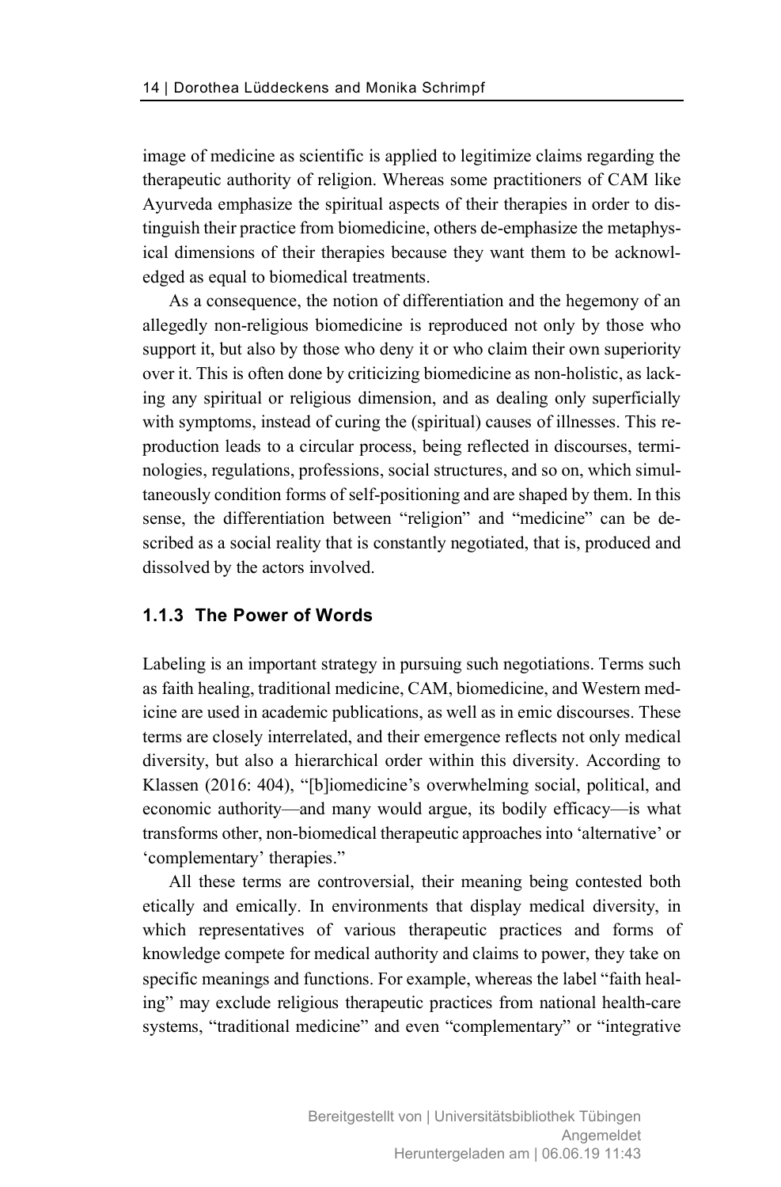image of medicine as scientific is applied to legitimize claims regarding the therapeutic authority of religion. Whereas some practitioners of CAM like Ayurveda emphasize the spiritual aspects of their therapies in order to distinguish their practice from biomedicine, others de-emphasize the metaphysical dimensions of their therapies because they want them to be acknowledged as equal to biomedical treatments.

As a consequence, the notion of differentiation and the hegemony of an allegedly non-religious biomedicine is reproduced not only by those who support it, but also by those who deny it or who claim their own superiority over it. This is often done by criticizing biomedicine as non-holistic, as lacking any spiritual or religious dimension, and as dealing only superficially with symptoms, instead of curing the (spiritual) causes of illnesses. This reproduction leads to a circular process, being reflected in discourses, terminologies, regulations, professions, social structures, and so on, which simultaneously condition forms of self-positioning and are shaped by them. In this sense, the differentiation between "religion" and "medicine" can be described as a social reality that is constantly negotiated, that is, produced and dissolved by the actors involved.

### 1.1.3 The Power of Words

Labeling is an important strategy in pursuing such negotiations. Terms such as faith healing, traditional medicine, CAM, biomedicine, and Western medicine are used in academic publications, as well as in emic discourses. These terms are closely interrelated, and their emergence reflects not only medical diversity, but also a hierarchical order within this diversity. According to Klassen (2016: 404), "[b]iomedicine's overwhelming social, political, and economic authority—and many would argue, its bodily efficacy—is what transforms other, non-biomedical therapeutic approaches into 'alternative' or 'complementary' therapies."

All these terms are controversial, their meaning being contested both etically and emically. In environments that display medical diversity, in which representatives of various therapeutic practices and forms of knowledge compete for medical authority and claims to power, they take on specific meanings and functions. For example, whereas the label "faith healing" may exclude religious therapeutic practices from national health-care systems, "traditional medicine" and even "complementary" or "integrative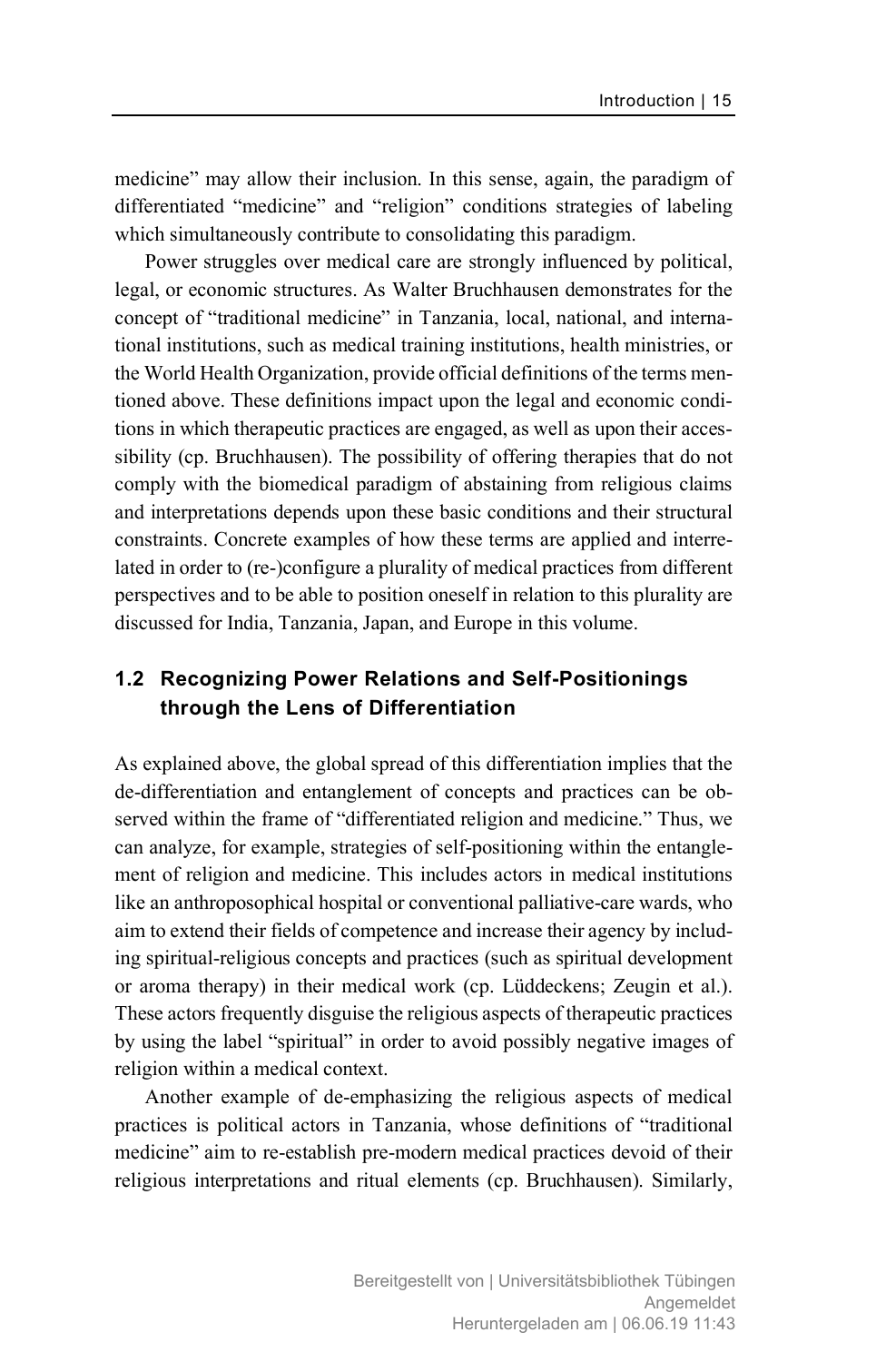medicine" may allow their inclusion. In this sense, again, the paradigm of differentiated "medicine" and "religion" conditions strategies of labeling which simultaneously contribute to consolidating this paradigm.

Power struggles over medical care are strongly influenced by political, legal, or economic structures. As Walter Bruchhausen demonstrates for the concept of "traditional medicine" in Tanzania, local, national, and international institutions, such as medical training institutions, health ministries, or the World Health Organization, provide official definitions of the terms mentioned above. These definitions impact upon the legal and economic conditions in which therapeutic practices are engaged, as well as upon their accessibility (cp. Bruchhausen). The possibility of offering therapies that do not comply with the biomedical paradigm of abstaining from religious claims and interpretations depends upon these basic conditions and their structural constraints. Concrete examples of how these terms are applied and interrelated in order to (re-)configure a plurality of medical practices from different perspectives and to be able to position oneself in relation to this plurality are discussed for India, Tanzania, Japan, and Europe in this volume.

## 1.2 Recognizing Power Relations and Self-Positionings through the Lens of Differentiation

As explained above, the global spread of this differentiation implies that the de-differentiation and entanglement of concepts and practices can be observed within the frame of "differentiated religion and medicine." Thus, we can analyze, for example, strategies of self-positioning within the entanglement of religion and medicine. This includes actors in medical institutions like an anthroposophical hospital or conventional palliative-care wards, who aim to extend their fields of competence and increase their agency by including spiritual-religious concepts and practices (such as spiritual development or aroma therapy) in their medical work (cp. Lüddeckens; Zeugin et al.). These actors frequently disguise the religious aspects of therapeutic practices by using the label "spiritual" in order to avoid possibly negative images of religion within a medical context.

Another example of de-emphasizing the religious aspects of medical practices is political actors in Tanzania, whose definitions of "traditional medicine" aim to re-establish pre-modern medical practices devoid of their religious interpretations and ritual elements (cp. Bruchhausen). Similarly,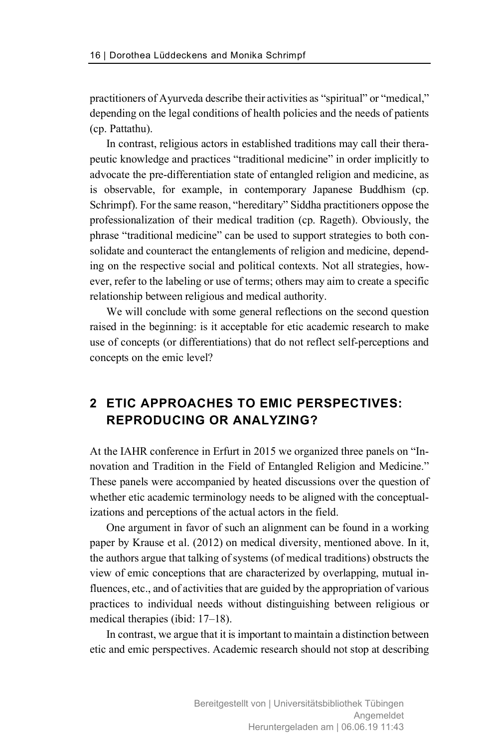practitioners of Ayurveda describe their activities as "spiritual" or "medical," depending on the legal conditions of health policies and the needs of patients (cp. Pattathu).

In contrast, religious actors in established traditions may call their therapeutic knowledge and practices "traditional medicine" in order implicitly to advocate the pre-differentiation state of entangled religion and medicine, as is observable, for example, in contemporary Japanese Buddhism (cp. Schrimpf). For the same reason, "hereditary" Siddha practitioners oppose the professionalization of their medical tradition (cp. Rageth). Obviously, the phrase "traditional medicine" can be used to support strategies to both consolidate and counteract the entanglements of religion and medicine, depending on the respective social and political contexts. Not all strategies, however, refer to the labeling or use of terms; others may aim to create a specific relationship between religious and medical authority.

We will conclude with some general reflections on the second question raised in the beginning: is it acceptable for etic academic research to make use of concepts (or differentiations) that do not reflect self-perceptions and concepts on the emic level?

## 2 ETIC APPROACHES TO EMIC PERSPECTIVES: REPRODUCING OR ANALYZING?

At the IAHR conference in Erfurt in 2015 we organized three panels on "Innovation and Tradition in the Field of Entangled Religion and Medicine." These panels were accompanied by heated discussions over the question of whether etic academic terminology needs to be aligned with the conceptualizations and perceptions of the actual actors in the field.

One argument in favor of such an alignment can be found in a working paper by Krause et al. (2012) on medical diversity, mentioned above. In it, the authors argue that talking of systems (of medical traditions) obstructs the view of emic conceptions that are characterized by overlapping, mutual influences, etc., and of activities that are guided by the appropriation of various practices to individual needs without distinguishing between religious or medical therapies (ibid: 17–18).

In contrast, we argue that it is important to maintain a distinction between etic and emic perspectives. Academic research should not stop at describing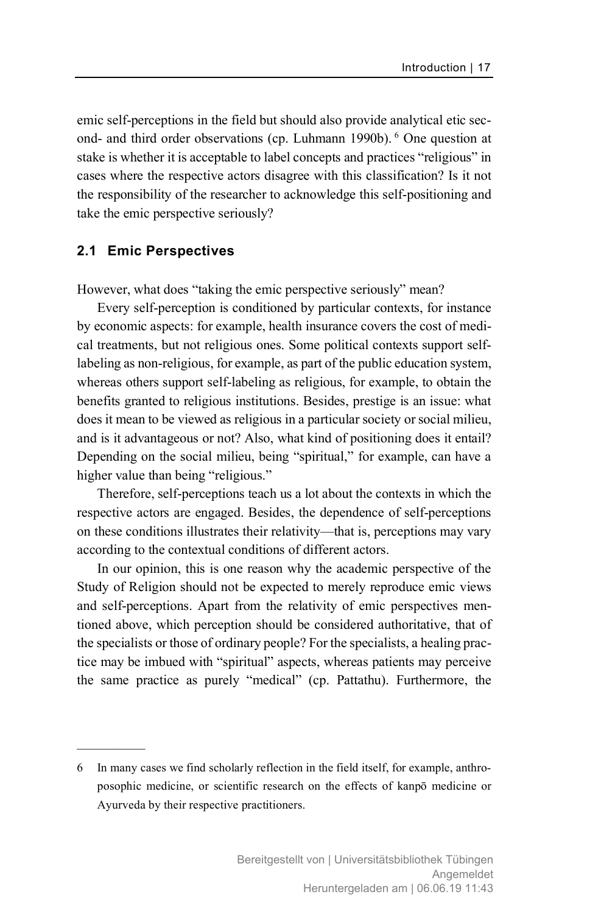emic self-perceptions in the field but should also provide analytical etic second- and third order observations (cp. Luhmann 1990b).[6] One question at stake is whether it is acceptable to label concepts and practices "religious" in cases where the respective actors disagree with this classification? Is it not the responsibility of the researcher to acknowledge this self-positioning and take the emic perspective seriously?

## 2.1 Emic Perspectives

However, what does "taking the emic perspective seriously" mean?

Every self-perception is conditioned by particular contexts, for instance by economic aspects: for example, health insurance covers the cost of medical treatments, but not religious ones. Some political contexts support self-labeling as non-religious, for example, as part of the public education system, whereas others support self-labeling as religious, for example, to obtain the benefits granted to religious institutions. Besides, prestige is an issue: what does it mean to be viewed as religious in a particular society or social milieu, and is it advantageous or not? Also, what kind of positioning does it entail? Depending on the social milieu, being "spiritual," for example, can have a higher value than being "religious."

Therefore, self-perceptions teach us a lot about the contexts in which the respective actors are engaged. Besides, the dependence of self-perceptions on these conditions illustrates their relativity—that is, perceptions may vary according to the contextual conditions of different actors.

In our opinion, this is one reason why the academic perspective of the Study of Religion should not be expected to merely reproduce emic views and self-perceptions. Apart from the relativity of emic perspectives mentioned above, which perception should be considered authoritative, that of the specialists or those of ordinary people? For the specialists, a healing practice may be imbued with "spiritual" aspects, whereas patients may perceive the same practice as purely "medical" (cp. Pattathu). Furthermore, the

---

6 In many cases we find scholarly reflection in the field itself, for example, anthroposophic medicine, or scientific research on the effects of kanpō medicine or Ayurveda by their respective practitioners.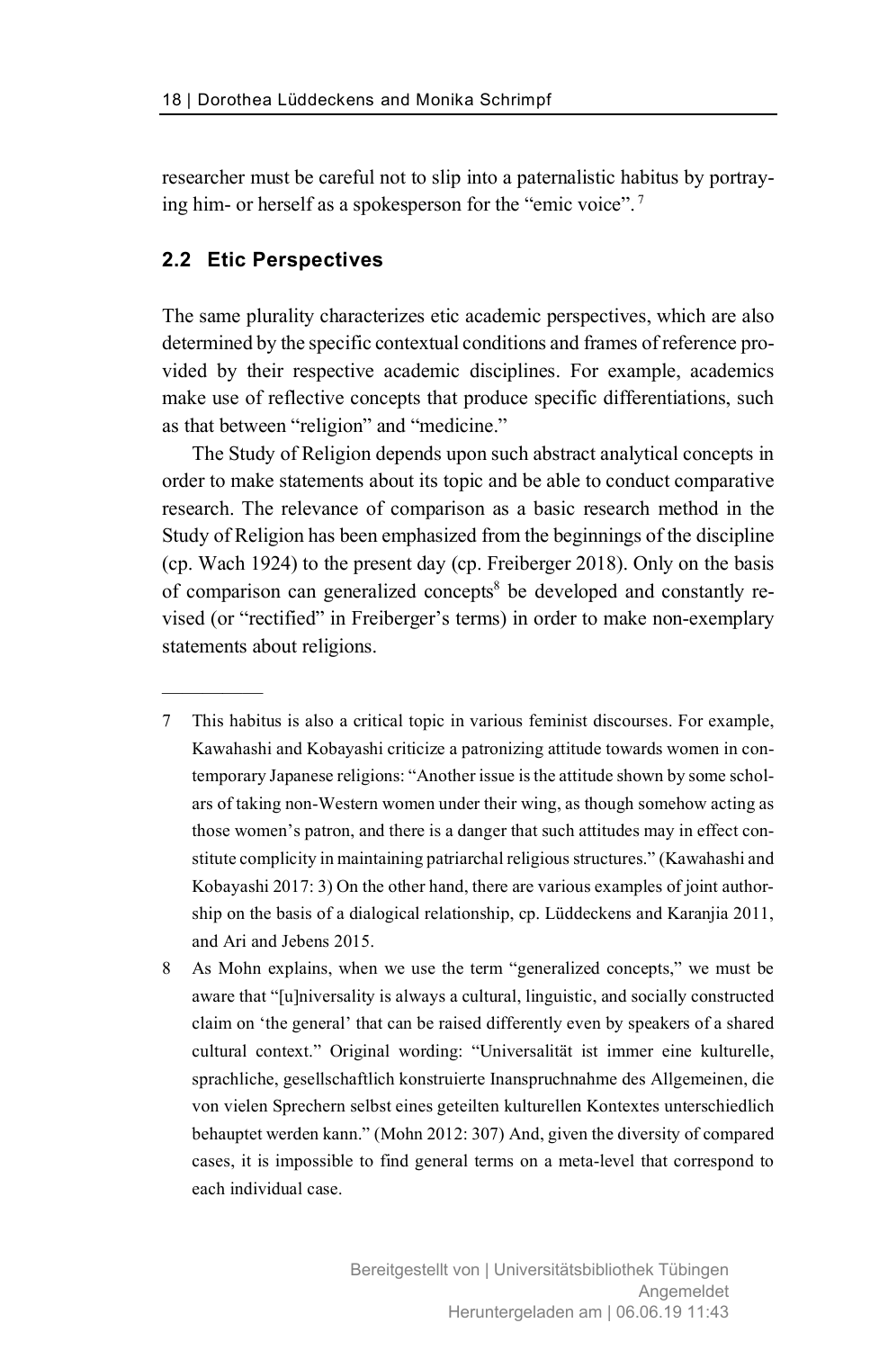researcher must be careful not to slip into a paternalistic habitus by portraying him- or herself as a spokesperson for the "emic voice".[7]

## 2.2 Etic Perspectives

The same plurality characterizes etic academic perspectives, which are also determined by the specific contextual conditions and frames of reference provided by their respective academic disciplines. For example, academics make use of reflective concepts that produce specific differentiations, such as that between "religion" and "medicine."

The Study of Religion depends upon such abstract analytical concepts in order to make statements about its topic and be able to conduct comparative research. The relevance of comparison as a basic research method in the Study of Religion has been emphasized from the beginnings of the discipline (cp. Wach 1924) to the present day (cp. Freiberger 2018). Only on the basis of comparison can generalized concepts[8] be developed and constantly revised (or "rectified" in Freiberger's terms) in order to make non-exemplary statements about religions.

---

7 This habitus is also a critical topic in various feminist discourses. For example, Kawahashi and Kobayashi criticize a patronizing attitude towards women in contemporary Japanese religions: "Another issue is the attitude shown by some scholars of taking non-Western women under their wing, as though somehow acting as those women's patron, and there is a danger that such attitudes may in effect constitute complicity in maintaining patriarchal religious structures." (Kawahashi and Kobayashi 2017: 3) On the other hand, there are various examples of joint authorship on the basis of a dialogical relationship, cp. Lüddeckens and Karanjia 2011, and Ari and Jebens 2015.

8 As Mohn explains, when we use the term "generalized concepts," we must be aware that "[u]niversality is always a cultural, linguistic, and socially constructed claim on 'the general' that can be raised differently even by speakers of a shared cultural context." Original wording: "Universalität ist immer eine kulturelle, sprachliche, gesellschaftlich konstruierte Inanspruchnahme des Allgemeinen, die von vielen Sprechern selbst eines geteilten kulturellen Kontextes unterschiedlich behauptet werden kann." (Mohn 2012: 307) And, given the diversity of compared cases, it is impossible to find general terms on a meta-level that correspond to each individual case.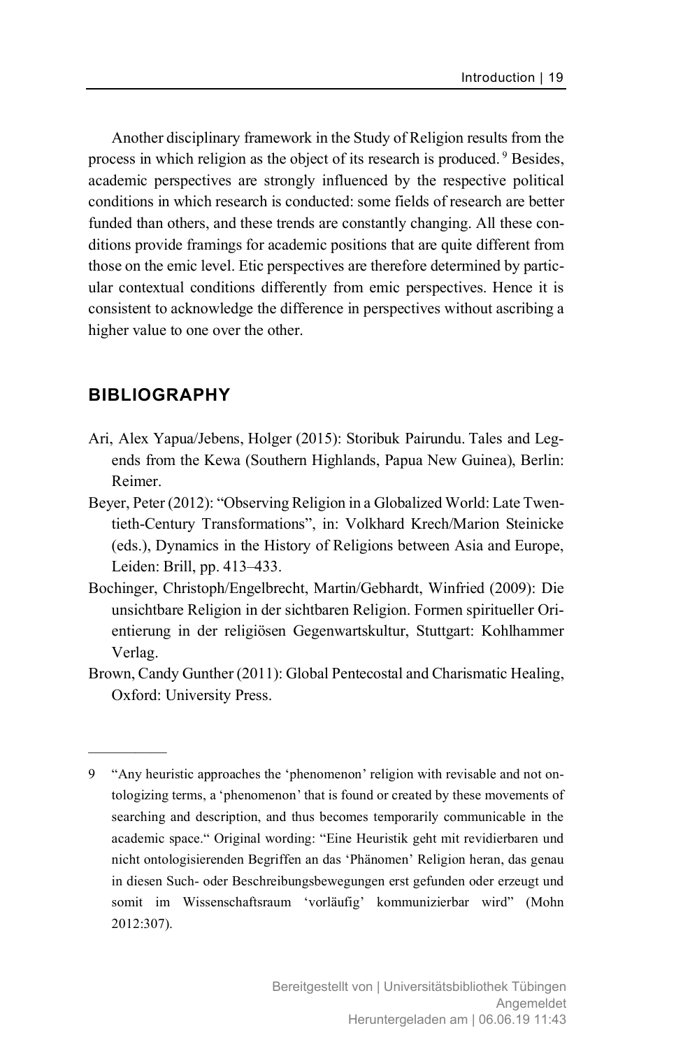Another disciplinary framework in the Study of Religion results from the process in which religion as the object of its research is produced.[9] Besides, academic perspectives are strongly influenced by the respective political conditions in which research is conducted: some fields of research are better funded than others, and these trends are constantly changing. All these conditions provide framings for academic positions that are quite different from those on the emic level. Etic perspectives are therefore determined by particular contextual conditions differently from emic perspectives. Hence it is consistent to acknowledge the difference in perspectives without ascribing a higher value to one over the other.

## BIBLIOGRAPHY

Ari, Alex Yapua/Jebens, Holger (2015): Storibuk Pairundu. Tales and Legends from the Kewa (Southern Highlands, Papua New Guinea), Berlin: Reimer.

Beyer, Peter (2012): "Observing Religion in a Globalized World: Late Twentieth-Century Transformations", in: Volkhard Krech/Marion Steinicke (eds.), Dynamics in the History of Religions between Asia and Europe, Leiden: Brill, pp. 413–433.

Bochinger, Christoph/Engelbrecht, Martin/Gebhardt, Winfried (2009): Die unsichtbare Religion in der sichtbaren Religion. Formen spiritueller Orientierung in der religiösen Gegenwartskultur, Stuttgart: Kohlhammer Verlag.

Brown, Candy Gunther (2011): Global Pentecostal and Charismatic Healing, Oxford: University Press.

---

9 "Any heuristic approaches the 'phenomenon' religion with revisable and not ontologizing terms, a 'phenomenon' that is found or created by these movements of searching and description, and thus becomes temporarily communicable in the academic space." Original wording: "Eine Heuristik geht mit revidierbaren und nicht ontologisierenden Begriffen an das 'Phänomen' Religion heran, das genau in diesen Such- oder Beschreibungsbewegungen erst gefunden oder erzeugt und somit im Wissenschaftsraum 'vorläufig' kommunizierbar wird" (Mohn 2012:307).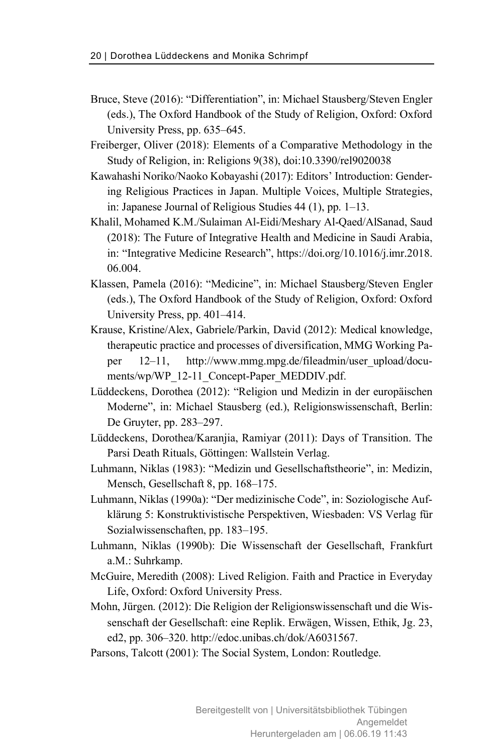Bruce, Steve (2016): “Differentiation”, in: Michael Stausberg/Steven Engler (eds.), The Oxford Handbook of the Study of Religion, Oxford: Oxford University Press, pp. 635–645.

Freiberger, Oliver (2018): Elements of a Comparative Methodology in the Study of Religion, in: Religions 9(38), doi:10.3390/rel9020038

Kawahashi Noriko/Naoko Kobayashi (2017): Editors’ Introduction: Gendering Religious Practices in Japan. Multiple Voices, Multiple Strategies, in: Japanese Journal of Religious Studies 44 (1), pp. 1–13.

Khalil, Mohamed K.M./Sulaiman Al-Eidi/Meshary Al-Qaed/AlSanad, Saud (2018): The Future of Integrative Health and Medicine in Saudi Arabia, in: “Integrative Medicine Research”, https://doi.org/10.1016/j.imr.2018.06.004.

Klassen, Pamela (2016): “Medicine”, in: Michael Stausberg/Steven Engler (eds.), The Oxford Handbook of the Study of Religion, Oxford: Oxford University Press, pp. 401–414.

Krause, Kristine/Alex, Gabriele/Parkin, David (2012): Medical knowledge, therapeutic practice and processes of diversification, MMG Working Paper 12–11, http://www.mmg.mpg.de/fileadmin/user_upload/documents/wp/WP_12-11_Concept-Paper_MEDDIV.pdf.

Lüddeckens, Dorothea (2012): “Religion und Medizin in der europäischen Moderne”, in: Michael Stausberg (ed.), Religionswissenschaft, Berlin: De Gruyter, pp. 283–297.

Lüddeckens, Dorothea/Karanjia, Ramiyar (2011): Days of Transition. The Parsi Death Rituals, Göttingen: Wallstein Verlag.

Luhmann, Niklas (1983): “Medizin und Gesellschaftstheorie”, in: Medizin, Mensch, Gesellschaft 8, pp. 168–175.

Luhmann, Niklas (1990a): “Der medizinische Code”, in: Soziologische Aufklärung 5: Konstruktivistische Perspektiven, Wiesbaden: VS Verlag für Sozialwissenschaften, pp. 183–195.

Luhmann, Niklas (1990b): Die Wissenschaft der Gesellschaft, Frankfurt a.M.: Suhrkamp.

McGuire, Meredith (2008): Lived Religion. Faith and Practice in Everyday Life, Oxford: Oxford University Press.

Mohn, Jürgen. (2012): Die Religion der Religionswissenschaft und die Wissenschaft der Gesellschaft: eine Replik. Erwägen, Wissen, Ethik, Jg. 23, ed2, pp. 306–320. http://edoc.unibas.ch/dok/A6031567.

Parsons, Talcott (2001): The Social System, London: Routledge.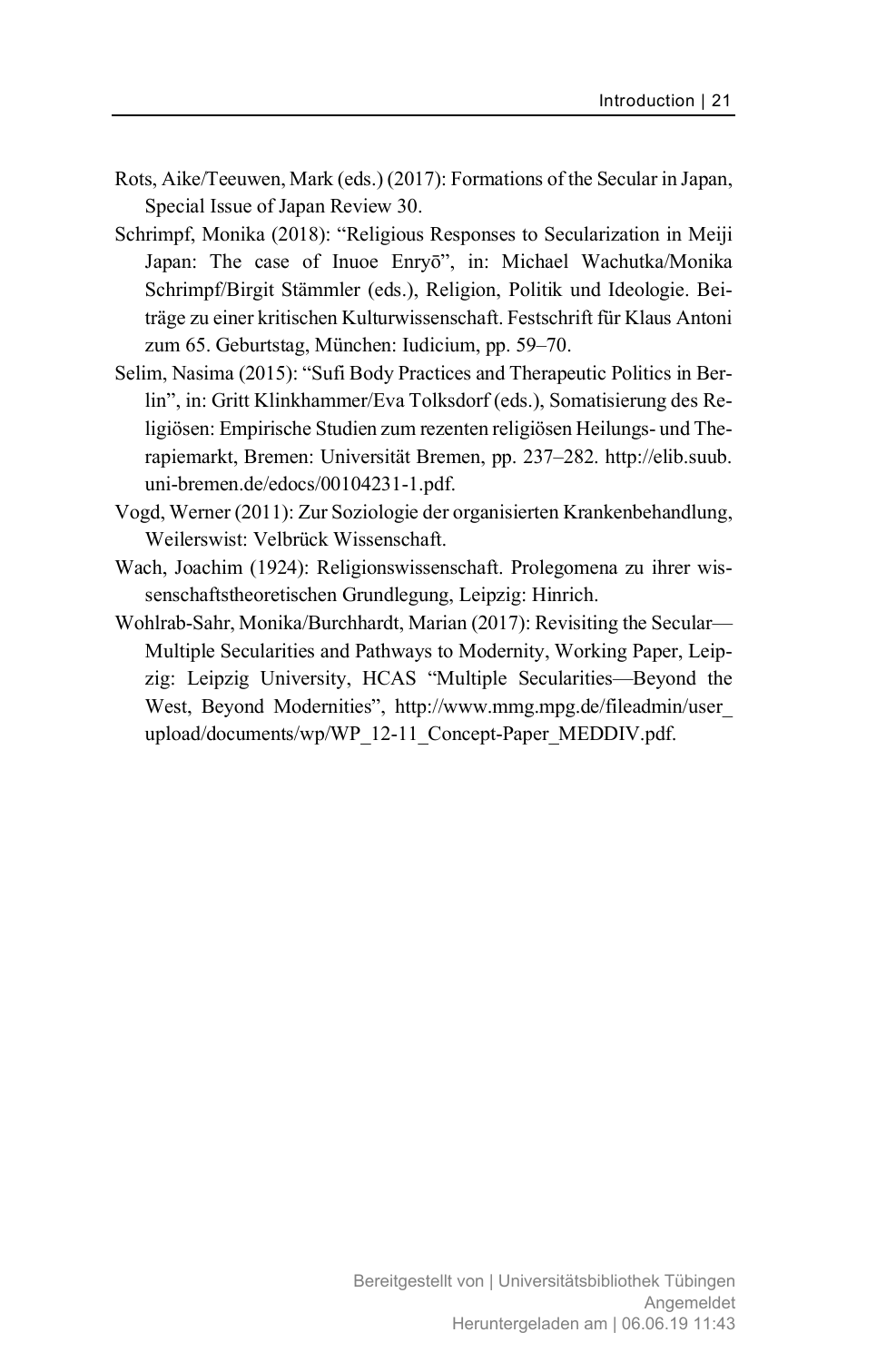Rots, Aike/Teeuwen, Mark (eds.) (2017): Formations of the Secular in Japan, Special Issue of Japan Review 30.

Schrimpf, Monika (2018): "Religious Responses to Secularization in Meiji Japan: The case of Inuoe Enryō", in: Michael Wachutka/Monika Schrimpf/Birgit Stämmler (eds.), Religion, Politik und Ideologie. Beiträge zu einer kritischen Kulturwissenschaft. Festschrift für Klaus Antoni zum 65. Geburtstag, München: Iudicium, pp. 59–70.

Selim, Nasima (2015): "Sufi Body Practices and Therapeutic Politics in Berlin", in: Gritt Klinkhammer/Eva Tolksdorf (eds.), Somatisierung des Religiösen: Empirische Studien zum rezenten religiösen Heilungs- und Therapiemarkt, Bremen: Universität Bremen, pp. 237–282. http://elib.suub.uni-bremen.de/edocs/00104231-1.pdf.

Vogd, Werner (2011): Zur Soziologie der organisierten Krankenbehandlung, Weilerswist: Velbrück Wissenschaft.

Wach, Joachim (1924): Religionswissenschaft. Prolegomena zu ihrer wissenschaftstheoretischen Grundlegung, Leipzig: Hinrich.

Wohlrab-Sahr, Monika/Burchhardt, Marian (2017): Revisiting the Secular—Multiple Secularities and Pathways to Modernity, Working Paper, Leipzig: Leipzig University, HCAS "Multiple Secularities—Beyond the West, Beyond Modernities", http://www.mmg.mpg.de/fileadmin/user_upload/documents/wp/WP_12-11_Concept-Paper_MEDDIV.pdf.